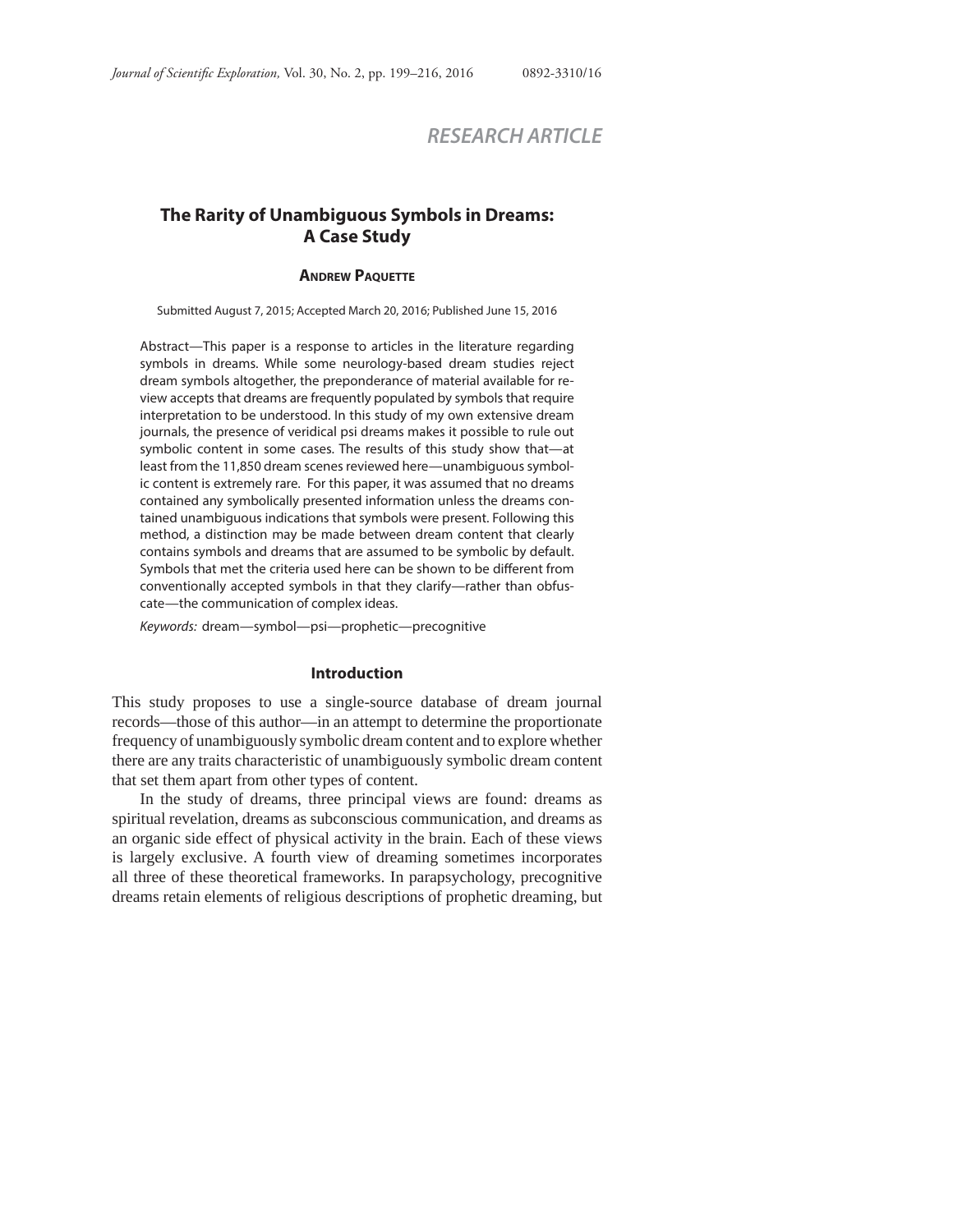RESEARCH ARTICLE

# The Rarity of Unambiguous Symbols in Dreams: A Case Study

**Andrew Paquette**

Submitted August 7, 2015; Accepted March 20, 2016; Published June 15, 2016

Abstract—This paper is a response to articles in the literature regarding symbols in dreams. While some neurology-based dream studies reject dream symbols altogether, the preponderance of material available for review accepts that dreams are frequently populated by symbols that require interpretation to be understood. In this study of my own extensive dream journals, the presence of veridical psi dreams makes it possible to rule out symbolic content in some cases. The results of this study show that—at least from the 11,850 dream scenes reviewed here—unambiguous symbolic content is extremely rare. For this paper, it was assumed that no dreams contained any symbolically presented information unless the dreams contained unambiguous indications that symbols were present. Following this method, a distinction may be made between dream content that clearly contains symbols and dreams that are assumed to be symbolic by default. Symbols that met the criteria used here can be shown to be different from conventionally accepted symbols in that they clarify—rather than obfuscate—the communication of complex ideas.

*Keywords:* dream—symbol—psi—prophetic—precognitive

## Introduction

This study proposes to use a single-source database of dream journal records—those of this author—in an attempt to determine the proportionate frequency of unambiguously symbolic dream content and to explore whether there are any traits characteristic of unambiguously symbolic dream content that set them apart from other types of content.

In the study of dreams, three principal views are found: dreams as spiritual revelation, dreams as subconscious communication, and dreams as an organic side effect of physical activity in the brain. Each of these views is largely exclusive. A fourth view of dreaming sometimes incorporates all three of these theoretical frameworks. In parapsychology, precognitive dreams retain elements of religious descriptions of prophetic dreaming, but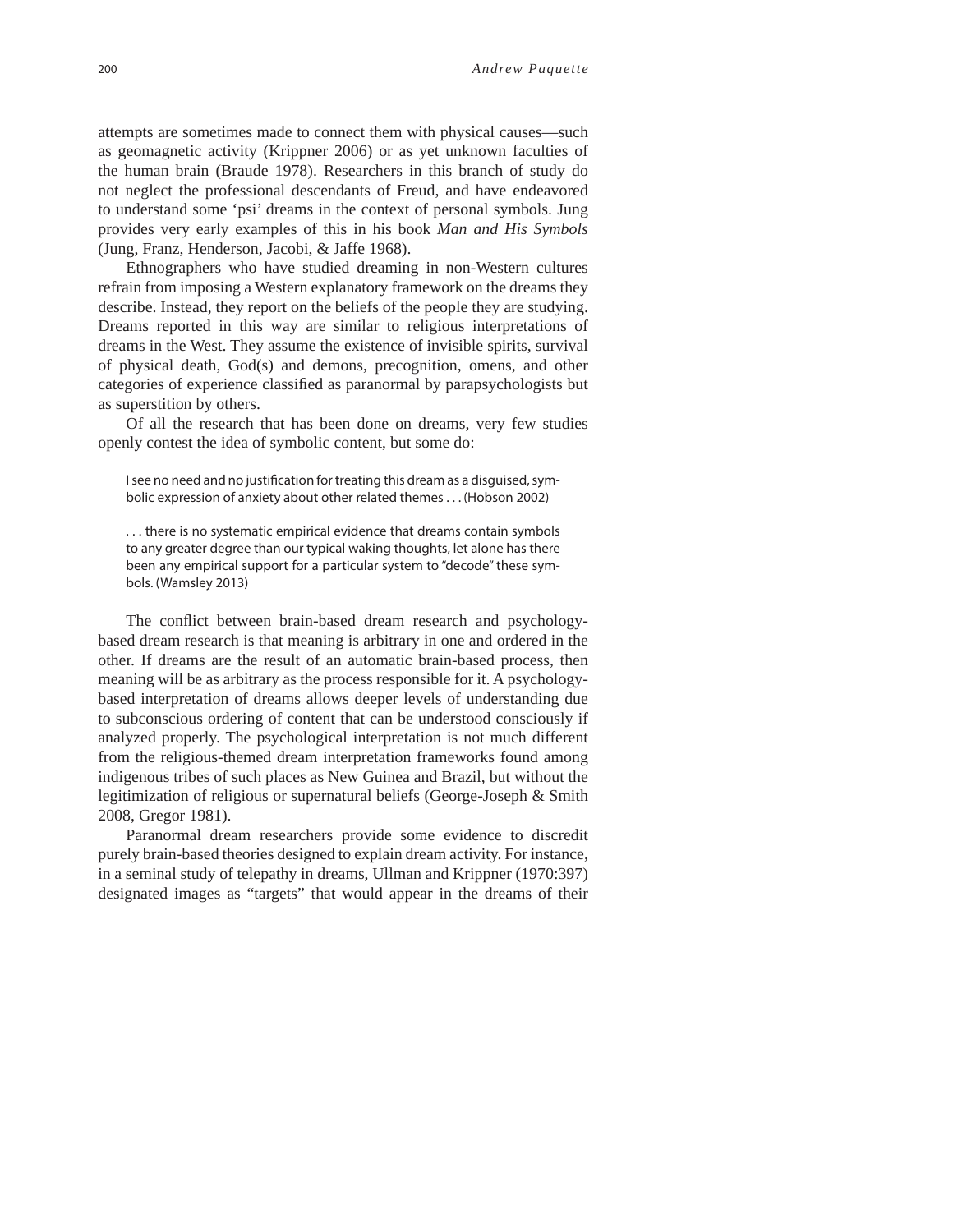attempts are sometimes made to connect them with physical causes—such as geomagnetic activity (Krippner 2006) or as yet unknown faculties of the human brain (Braude 1978). Researchers in this branch of study do not neglect the professional descendants of Freud, and have endeavored to understand some 'psi' dreams in the context of personal symbols. Jung provides very early examples of this in his book *Man and His Symbols* (Jung, Franz, Henderson, Jacobi, & Jaffe 1968).

Ethnographers who have studied dreaming in non-Western cultures refrain from imposing a Western explanatory framework on the dreams they describe. Instead, they report on the beliefs of the people they are studying. Dreams reported in this way are similar to religious interpretations of dreams in the West. They assume the existence of invisible spirits, survival of physical death, God(s) and demons, precognition, omens, and other categories of experience classified as paranormal by parapsychologists but as superstition by others.

Of all the research that has been done on dreams, very few studies openly contest the idea of symbolic content, but some do:

> I see no need and no justification for treating this dream as a disguised, symbolic expression of anxiety about other related themes . . . (Hobson 2002)

> . . . there is no systematic empirical evidence that dreams contain symbols to any greater degree than our typical waking thoughts, let alone has there been any empirical support for a particular system to "decode" these symbols. (Wamsley 2013)

The conflict between brain-based dream research and psychology-based dream research is that meaning is arbitrary in one and ordered in the other. If dreams are the result of an automatic brain-based process, then meaning will be as arbitrary as the process responsible for it. A psychology-based interpretation of dreams allows deeper levels of understanding due to subconscious ordering of content that can be understood consciously if analyzed properly. The psychological interpretation is not much different from the religious-themed dream interpretation frameworks found among indigenous tribes of such places as New Guinea and Brazil, but without the legitimization of religious or supernatural beliefs (George-Joseph & Smith 2008, Gregor 1981).

Paranormal dream researchers provide some evidence to discredit purely brain-based theories designed to explain dream activity. For instance, in a seminal study of telepathy in dreams, Ullman and Krippner (1970:397) designated images as "targets" that would appear in the dreams of their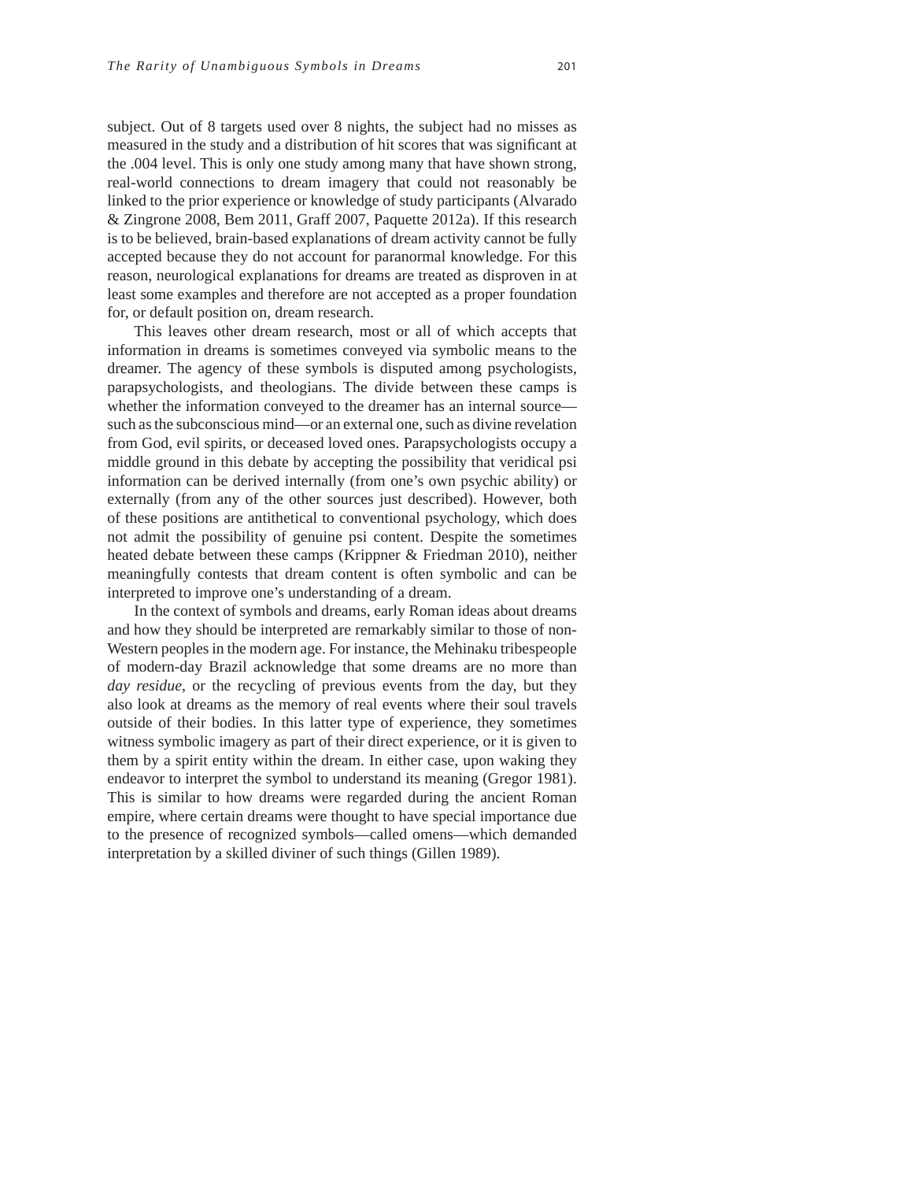subject. Out of 8 targets used over 8 nights, the subject had no misses as measured in the study and a distribution of hit scores that was significant at the .004 level. This is only one study among many that have shown strong, real-world connections to dream imagery that could not reasonably be linked to the prior experience or knowledge of study participants (Alvarado & Zingrone 2008, Bem 2011, Graff 2007, Paquette 2012a). If this research is to be believed, brain-based explanations of dream activity cannot be fully accepted because they do not account for paranormal knowledge. For this reason, neurological explanations for dreams are treated as disproven in at least some examples and therefore are not accepted as a proper foundation for, or default position on, dream research.

This leaves other dream research, most or all of which accepts that information in dreams is sometimes conveyed via symbolic means to the dreamer. The agency of these symbols is disputed among psychologists, parapsychologists, and theologians. The divide between these camps is whether the information conveyed to the dreamer has an internal source—such as the subconscious mind—or an external one, such as divine revelation from God, evil spirits, or deceased loved ones. Parapsychologists occupy a middle ground in this debate by accepting the possibility that veridical psi information can be derived internally (from one's own psychic ability) or externally (from any of the other sources just described). However, both of these positions are antithetical to conventional psychology, which does not admit the possibility of genuine psi content. Despite the sometimes heated debate between these camps (Krippner & Friedman 2010), neither meaningfully contests that dream content is often symbolic and can be interpreted to improve one's understanding of a dream.

In the context of symbols and dreams, early Roman ideas about dreams and how they should be interpreted are remarkably similar to those of non-Western peoples in the modern age. For instance, the Mehinaku tribespeople of modern-day Brazil acknowledge that some dreams are no more than *day residue*, or the recycling of previous events from the day, but they also look at dreams as the memory of real events where their soul travels outside of their bodies. In this latter type of experience, they sometimes witness symbolic imagery as part of their direct experience, or it is given to them by a spirit entity within the dream. In either case, upon waking they endeavor to interpret the symbol to understand its meaning (Gregor 1981). This is similar to how dreams were regarded during the ancient Roman empire, where certain dreams were thought to have special importance due to the presence of recognized symbols—called omens—which demanded interpretation by a skilled diviner of such things (Gillen 1989).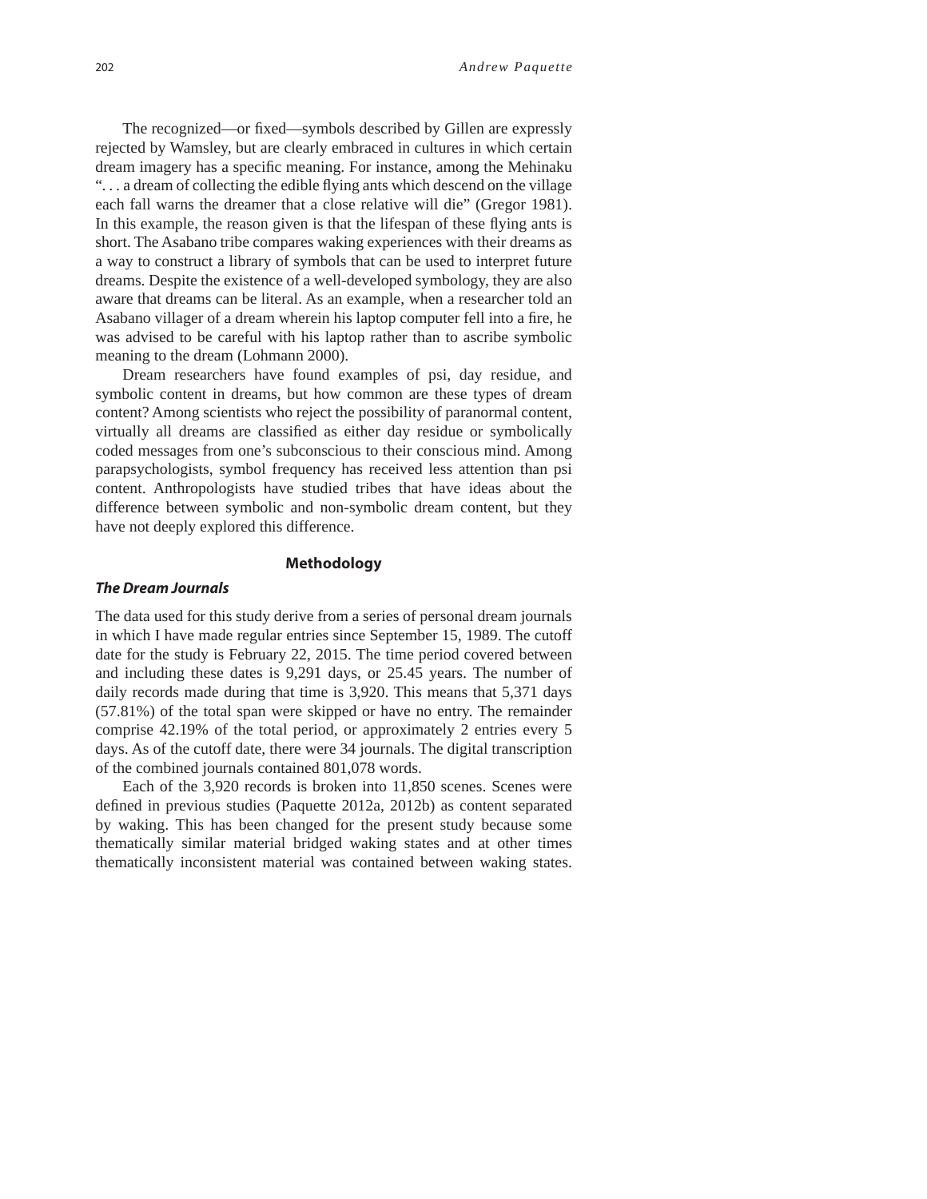The recognized—or fixed—symbols described by Gillen are expressly rejected by Wamsley, but are clearly embraced in cultures in which certain dream imagery has a specific meaning. For instance, among the Mehinaku ". . . a dream of collecting the edible flying ants which descend on the village each fall warns the dreamer that a close relative will die" (Gregor 1981). In this example, the reason given is that the lifespan of these flying ants is short. The Asabano tribe compares waking experiences with their dreams as a way to construct a library of symbols that can be used to interpret future dreams. Despite the existence of a well-developed symbology, they are also aware that dreams can be literal. As an example, when a researcher told an Asabano villager of a dream wherein his laptop computer fell into a fire, he was advised to be careful with his laptop rather than to ascribe symbolic meaning to the dream (Lohmann 2000).

Dream researchers have found examples of psi, day residue, and symbolic content in dreams, but how common are these types of dream content? Among scientists who reject the possibility of paranormal content, virtually all dreams are classified as either day residue or symbolically coded messages from one's subconscious to their conscious mind. Among parapsychologists, symbol frequency has received less attention than psi content. Anthropologists have studied tribes that have ideas about the difference between symbolic and non-symbolic dream content, but they have not deeply explored this difference.

## Methodology

### *The Dream Journals*

The data used for this study derive from a series of personal dream journals in which I have made regular entries since September 15, 1989. The cutoff date for the study is February 22, 2015. The time period covered between and including these dates is 9,291 days, or 25.45 years. The number of daily records made during that time is 3,920. This means that 5,371 days (57.81%) of the total span were skipped or have no entry. The remainder comprise 42.19% of the total period, or approximately 2 entries every 5 days. As of the cutoff date, there were 34 journals. The digital transcription of the combined journals contained 801,078 words.

Each of the 3,920 records is broken into 11,850 scenes. Scenes were defined in previous studies (Paquette 2012a, 2012b) as content separated by waking. This has been changed for the present study because some thematically similar material bridged waking states and at other times thematically inconsistent material was contained between waking states.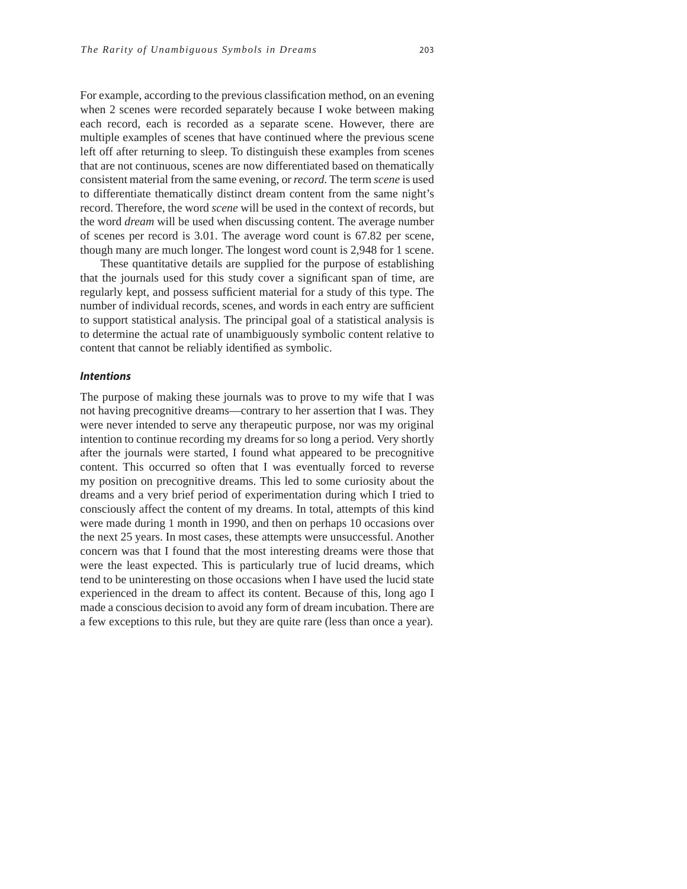For example, according to the previous classification method, on an evening when 2 scenes were recorded separately because I woke between making each record, each is recorded as a separate scene. However, there are multiple examples of scenes that have continued where the previous scene left off after returning to sleep. To distinguish these examples from scenes that are not continuous, scenes are now differentiated based on thematically consistent material from the same evening, or *record*. The term *scene* is used to differentiate thematically distinct dream content from the same night's record. Therefore, the word *scene* will be used in the context of records, but the word *dream* will be used when discussing content. The average number of scenes per record is 3.01. The average word count is 67.82 per scene, though many are much longer. The longest word count is 2,948 for 1 scene.

These quantitative details are supplied for the purpose of establishing that the journals used for this study cover a significant span of time, are regularly kept, and possess sufficient material for a study of this type. The number of individual records, scenes, and words in each entry are sufficient to support statistical analysis. The principal goal of a statistical analysis is to determine the actual rate of unambiguously symbolic content relative to content that cannot be reliably identified as symbolic.

### *Intentions*

The purpose of making these journals was to prove to my wife that I was not having precognitive dreams—contrary to her assertion that I was. They were never intended to serve any therapeutic purpose, nor was my original intention to continue recording my dreams for so long a period. Very shortly after the journals were started, I found what appeared to be precognitive content. This occurred so often that I was eventually forced to reverse my position on precognitive dreams. This led to some curiosity about the dreams and a very brief period of experimentation during which I tried to consciously affect the content of my dreams. In total, attempts of this kind were made during 1 month in 1990, and then on perhaps 10 occasions over the next 25 years. In most cases, these attempts were unsuccessful. Another concern was that I found that the most interesting dreams were those that were the least expected. This is particularly true of lucid dreams, which tend to be uninteresting on those occasions when I have used the lucid state experienced in the dream to affect its content. Because of this, long ago I made a conscious decision to avoid any form of dream incubation. There are a few exceptions to this rule, but they are quite rare (less than once a year).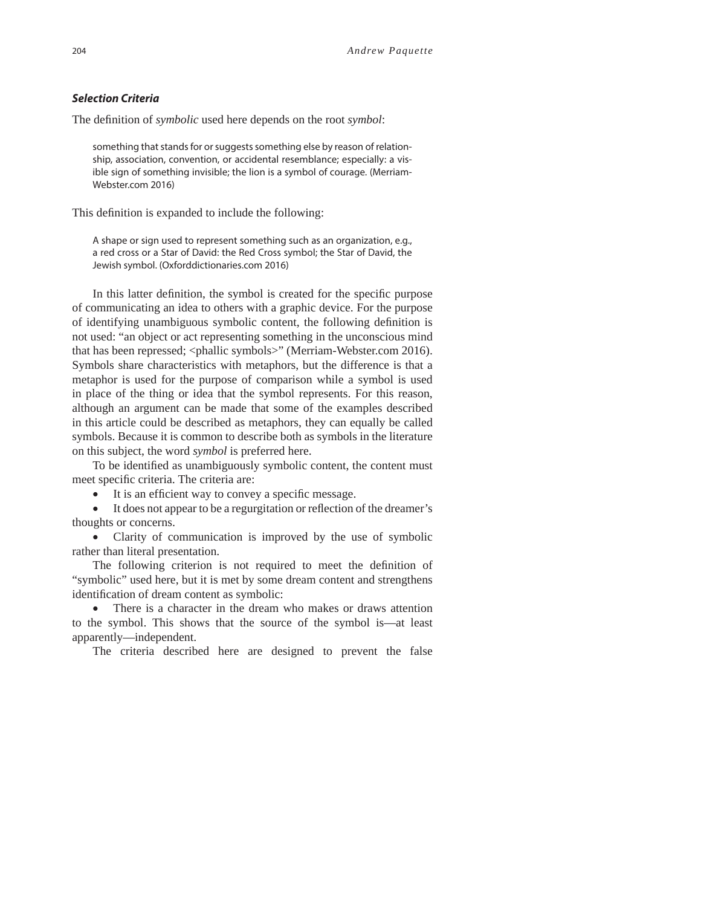### *Selection Criteria*

The definition of *symbolic* used here depends on the root *symbol*:

> something that stands for or suggests something else by reason of relationship, association, convention, or accidental resemblance; especially: a visible sign of something invisible; the lion is a symbol of courage. (Merriam-Webster.com 2016)

This definition is expanded to include the following:

> A shape or sign used to represent something such as an organization, e.g., a red cross or a Star of David: the Red Cross symbol; the Star of David, the Jewish symbol. (Oxforddictionaries.com 2016)

In this latter definition, the symbol is created for the specific purpose of communicating an idea to others with a graphic device. For the purpose of identifying unambiguous symbolic content, the following definition is not used: "an object or act representing something in the unconscious mind that has been repressed; <phallic symbols>" (Merriam-Webster.com 2016). Symbols share characteristics with metaphors, but the difference is that a metaphor is used for the purpose of comparison while a symbol is used in place of the thing or idea that the symbol represents. For this reason, although an argument can be made that some of the examples described in this article could be described as metaphors, they can equally be called symbols. Because it is common to describe both as symbols in the literature on this subject, the word *symbol* is preferred here.

To be identified as unambiguously symbolic content, the content must meet specific criteria. The criteria are:

- It is an efficient way to convey a specific message.
- It does not appear to be a regurgitation or reflection of the dreamer's thoughts or concerns.
- Clarity of communication is improved by the use of symbolic rather than literal presentation.

The following criterion is not required to meet the definition of "symbolic" used here, but it is met by some dream content and strengthens identification of dream content as symbolic:

- There is a character in the dream who makes or draws attention to the symbol. This shows that the source of the symbol is—at least apparently—independent.

The criteria described here are designed to prevent the false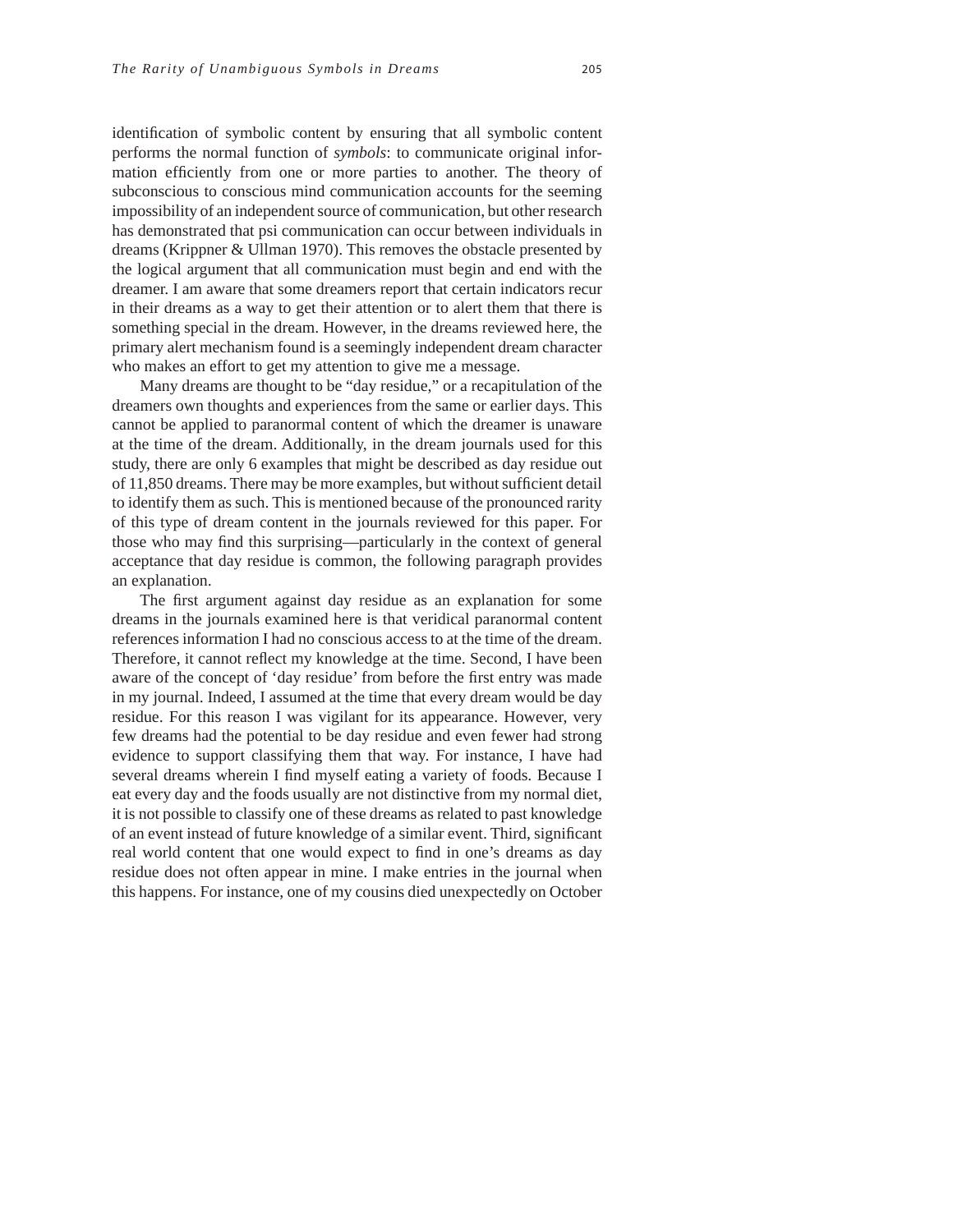identification of symbolic content by ensuring that all symbolic content performs the normal function of *symbols*: to communicate original information efficiently from one or more parties to another. The theory of subconscious to conscious mind communication accounts for the seeming impossibility of an independent source of communication, but other research has demonstrated that psi communication can occur between individuals in dreams (Krippner & Ullman 1970). This removes the obstacle presented by the logical argument that all communication must begin and end with the dreamer. I am aware that some dreamers report that certain indicators recur in their dreams as a way to get their attention or to alert them that there is something special in the dream. However, in the dreams reviewed here, the primary alert mechanism found is a seemingly independent dream character who makes an effort to get my attention to give me a message.

Many dreams are thought to be "day residue," or a recapitulation of the dreamers own thoughts and experiences from the same or earlier days. This cannot be applied to paranormal content of which the dreamer is unaware at the time of the dream. Additionally, in the dream journals used for this study, there are only 6 examples that might be described as day residue out of 11,850 dreams. There may be more examples, but without sufficient detail to identify them as such. This is mentioned because of the pronounced rarity of this type of dream content in the journals reviewed for this paper. For those who may find this surprising—particularly in the context of general acceptance that day residue is common, the following paragraph provides an explanation.

The first argument against day residue as an explanation for some dreams in the journals examined here is that veridical paranormal content references information I had no conscious access to at the time of the dream. Therefore, it cannot reflect my knowledge at the time. Second, I have been aware of the concept of 'day residue' from before the first entry was made in my journal. Indeed, I assumed at the time that every dream would be day residue. For this reason I was vigilant for its appearance. However, very few dreams had the potential to be day residue and even fewer had strong evidence to support classifying them that way. For instance, I have had several dreams wherein I find myself eating a variety of foods. Because I eat every day and the foods usually are not distinctive from my normal diet, it is not possible to classify one of these dreams as related to past knowledge of an event instead of future knowledge of a similar event. Third, significant real world content that one would expect to find in one's dreams as day residue does not often appear in mine. I make entries in the journal when this happens. For instance, one of my cousins died unexpectedly on October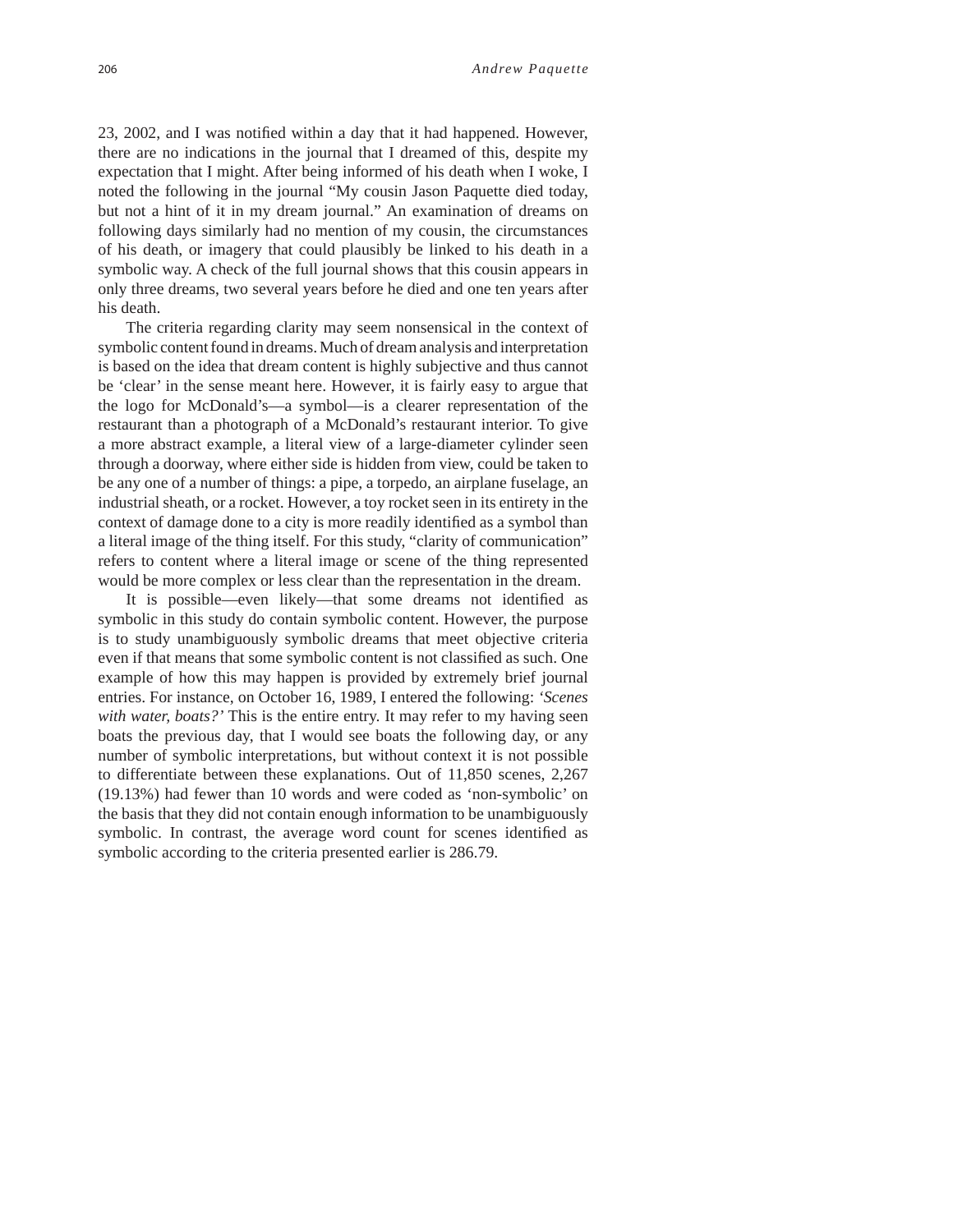23, 2002, and I was notified within a day that it had happened. However, there are no indications in the journal that I dreamed of this, despite my expectation that I might. After being informed of his death when I woke, I noted the following in the journal "My cousin Jason Paquette died today, but not a hint of it in my dream journal." An examination of dreams on following days similarly had no mention of my cousin, the circumstances of his death, or imagery that could plausibly be linked to his death in a symbolic way. A check of the full journal shows that this cousin appears in only three dreams, two several years before he died and one ten years after his death.

The criteria regarding clarity may seem nonsensical in the context of symbolic content found in dreams. Much of dream analysis and interpretation is based on the idea that dream content is highly subjective and thus cannot be 'clear' in the sense meant here. However, it is fairly easy to argue that the logo for McDonald's—a symbol—is a clearer representation of the restaurant than a photograph of a McDonald's restaurant interior. To give a more abstract example, a literal view of a large-diameter cylinder seen through a doorway, where either side is hidden from view, could be taken to be any one of a number of things: a pipe, a torpedo, an airplane fuselage, an industrial sheath, or a rocket. However, a toy rocket seen in its entirety in the context of damage done to a city is more readily identified as a symbol than a literal image of the thing itself. For this study, "clarity of communication" refers to content where a literal image or scene of the thing represented would be more complex or less clear than the representation in the dream.

It is possible—even likely—that some dreams not identified as symbolic in this study do contain symbolic content. However, the purpose is to study unambiguously symbolic dreams that meet objective criteria even if that means that some symbolic content is not classified as such. One example of how this may happen is provided by extremely brief journal entries. For instance, on October 16, 1989, I entered the following: *'Scenes with water, boats?'* This is the entire entry. It may refer to my having seen boats the previous day, that I would see boats the following day, or any number of symbolic interpretations, but without context it is not possible to differentiate between these explanations. Out of 11,850 scenes, 2,267 (19.13%) had fewer than 10 words and were coded as 'non-symbolic' on the basis that they did not contain enough information to be unambiguously symbolic. In contrast, the average word count for scenes identified as symbolic according to the criteria presented earlier is 286.79.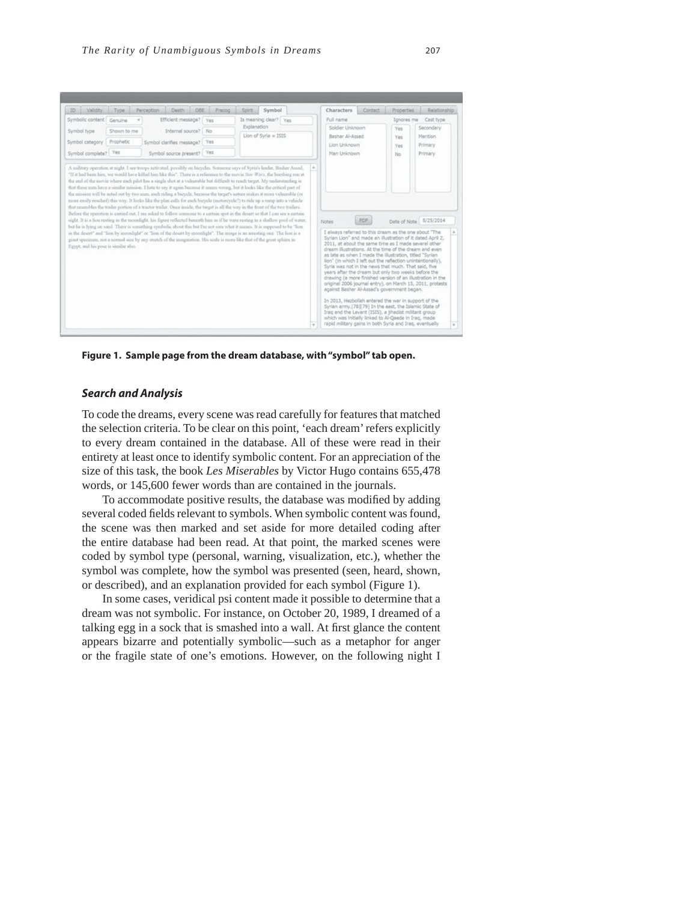**Figure 1. Sample page from the dream database, with "symbol" tab open.**

### Search and Analysis

To code the dreams, every scene was read carefully for features that matched the selection criteria. To be clear on this point, 'each dream' refers explicitly to every dream contained in the database. All of these were read in their entirety at least once to identify symbolic content. For an appreciation of the size of this task, the book *Les Miserables* by Victor Hugo contains 655,478 words, or 145,600 fewer words than are contained in the journals.

To accommodate positive results, the database was modified by adding several coded fields relevant to symbols. When symbolic content was found, the scene was then marked and set aside for more detailed coding after the entire database had been read. At that point, the marked scenes were coded by symbol type (personal, warning, visualization, etc.), whether the symbol was complete, how the symbol was presented (seen, heard, shown, or described), and an explanation provided for each symbol (Figure 1).

In some cases, veridical psi content made it possible to determine that a dream was not symbolic. For instance, on October 20, 1989, I dreamed of a talking egg in a sock that is smashed into a wall. At first glance the content appears bizarre and potentially symbolic—such as a metaphor for anger or the fragile state of one's emotions. However, on the following night I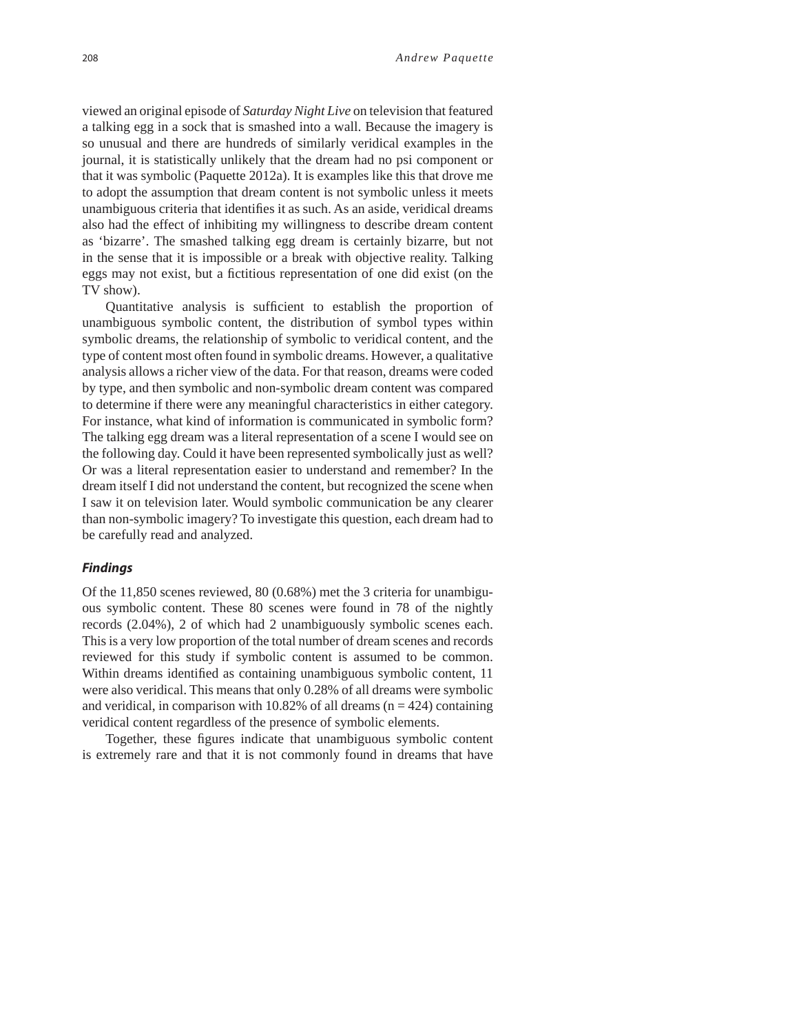viewed an original episode of *Saturday Night Live* on television that featured a talking egg in a sock that is smashed into a wall. Because the imagery is so unusual and there are hundreds of similarly veridical examples in the journal, it is statistically unlikely that the dream had no psi component or that it was symbolic (Paquette 2012a). It is examples like this that drove me to adopt the assumption that dream content is not symbolic unless it meets unambiguous criteria that identifies it as such. As an aside, veridical dreams also had the effect of inhibiting my willingness to describe dream content as 'bizarre'. The smashed talking egg dream is certainly bizarre, but not in the sense that it is impossible or a break with objective reality. Talking eggs may not exist, but a fictitious representation of one did exist (on the TV show).

Quantitative analysis is sufficient to establish the proportion of unambiguous symbolic content, the distribution of symbol types within symbolic dreams, the relationship of symbolic to veridical content, and the type of content most often found in symbolic dreams. However, a qualitative analysis allows a richer view of the data. For that reason, dreams were coded by type, and then symbolic and non-symbolic dream content was compared to determine if there were any meaningful characteristics in either category. For instance, what kind of information is communicated in symbolic form? The talking egg dream was a literal representation of a scene I would see on the following day. Could it have been represented symbolically just as well? Or was a literal representation easier to understand and remember? In the dream itself I did not understand the content, but recognized the scene when I saw it on television later. Would symbolic communication be any clearer than non-symbolic imagery? To investigate this question, each dream had to be carefully read and analyzed.

### *Findings*

Of the 11,850 scenes reviewed, 80 (0.68%) met the 3 criteria for unambiguous symbolic content. These 80 scenes were found in 78 of the nightly records (2.04%), 2 of which had 2 unambiguously symbolic scenes each. This is a very low proportion of the total number of dream scenes and records reviewed for this study if symbolic content is assumed to be common. Within dreams identified as containing unambiguous symbolic content, 11 were also veridical. This means that only 0.28% of all dreams were symbolic and veridical, in comparison with 10.82% of all dreams ($n = 424$) containing veridical content regardless of the presence of symbolic elements.

Together, these figures indicate that unambiguous symbolic content is extremely rare and that it is not commonly found in dreams that have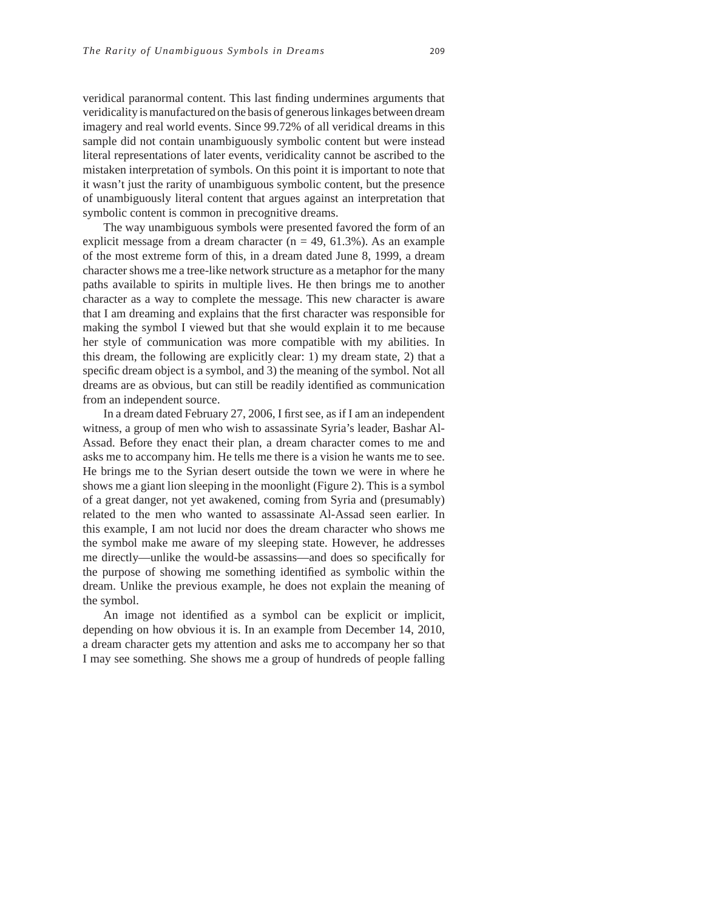veridical paranormal content. This last finding undermines arguments that veridicality is manufactured on the basis of generous linkages between dream imagery and real world events. Since 99.72% of all veridical dreams in this sample did not contain unambiguously symbolic content but were instead literal representations of later events, veridicality cannot be ascribed to the mistaken interpretation of symbols. On this point it is important to note that it wasn't just the rarity of unambiguous symbolic content, but the presence of unambiguously literal content that argues against an interpretation that symbolic content is common in precognitive dreams.

The way unambiguous symbols were presented favored the form of an explicit message from a dream character ($n = 49$, 61.3%). As an example of the most extreme form of this, in a dream dated June 8, 1999, a dream character shows me a tree-like network structure as a metaphor for the many paths available to spirits in multiple lives. He then brings me to another character as a way to complete the message. This new character is aware that I am dreaming and explains that the first character was responsible for making the symbol I viewed but that she would explain it to me because her style of communication was more compatible with my abilities. In this dream, the following are explicitly clear: 1) my dream state, 2) that a specific dream object is a symbol, and 3) the meaning of the symbol. Not all dreams are as obvious, but can still be readily identified as communication from an independent source.

In a dream dated February 27, 2006, I first see, as if I am an independent witness, a group of men who wish to assassinate Syria's leader, Bashar Al-Assad. Before they enact their plan, a dream character comes to me and asks me to accompany him. He tells me there is a vision he wants me to see. He brings me to the Syrian desert outside the town we were in where he shows me a giant lion sleeping in the moonlight (Figure 2). This is a symbol of a great danger, not yet awakened, coming from Syria and (presumably) related to the men who wanted to assassinate Al-Assad seen earlier. In this example, I am not lucid nor does the dream character who shows me the symbol make me aware of my sleeping state. However, he addresses me directly—unlike the would-be assassins—and does so specifically for the purpose of showing me something identified as symbolic within the dream. Unlike the previous example, he does not explain the meaning of the symbol.

An image not identified as a symbol can be explicit or implicit, depending on how obvious it is. In an example from December 14, 2010, a dream character gets my attention and asks me to accompany her so that I may see something. She shows me a group of hundreds of people falling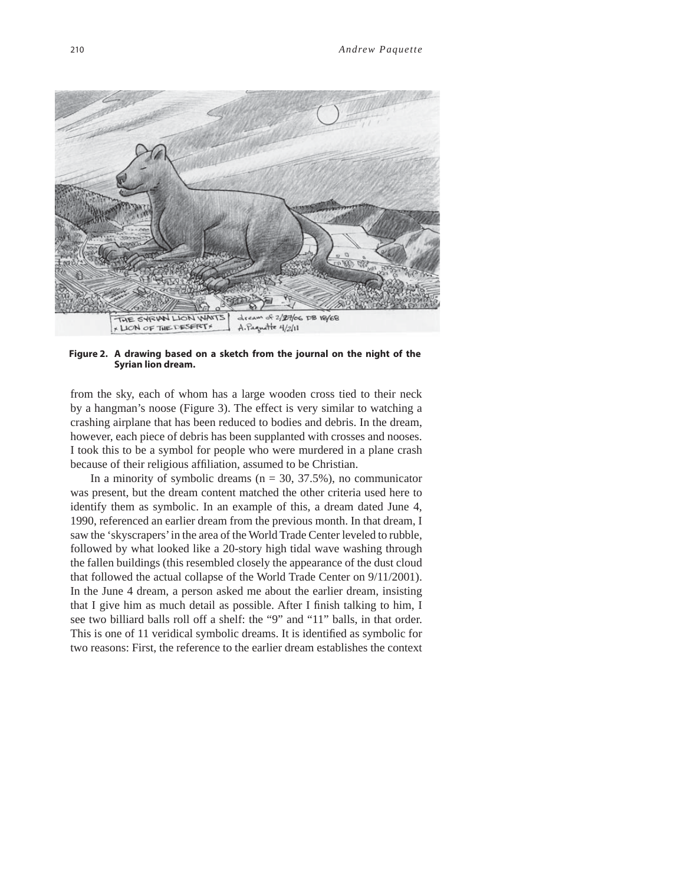**Figure 2. A drawing based on a sketch from the journal on the night of the Syrian lion dream.**

from the sky, each of whom has a large wooden cross tied to their neck by a hangman's noose (Figure 3). The effect is very similar to watching a crashing airplane that has been reduced to bodies and debris. In the dream, however, each piece of debris has been supplanted with crosses and nooses. I took this to be a symbol for people who were murdered in a plane crash because of their religious affiliation, assumed to be Christian.

In a minority of symbolic dreams (n = 30, 37.5%), no communicator was present, but the dream content matched the other criteria used here to identify them as symbolic. In an example of this, a dream dated June 4, 1990, referenced an earlier dream from the previous month. In that dream, I saw the 'skyscrapers' in the area of the World Trade Center leveled to rubble, followed by what looked like a 20-story high tidal wave washing through the fallen buildings (this resembled closely the appearance of the dust cloud that followed the actual collapse of the World Trade Center on 9/11/2001). In the June 4 dream, a person asked me about the earlier dream, insisting that I give him as much detail as possible. After I finish talking to him, I see two billiard balls roll off a shelf: the "9" and "11" balls, in that order. This is one of 11 veridical symbolic dreams. It is identified as symbolic for two reasons: First, the reference to the earlier dream establishes the context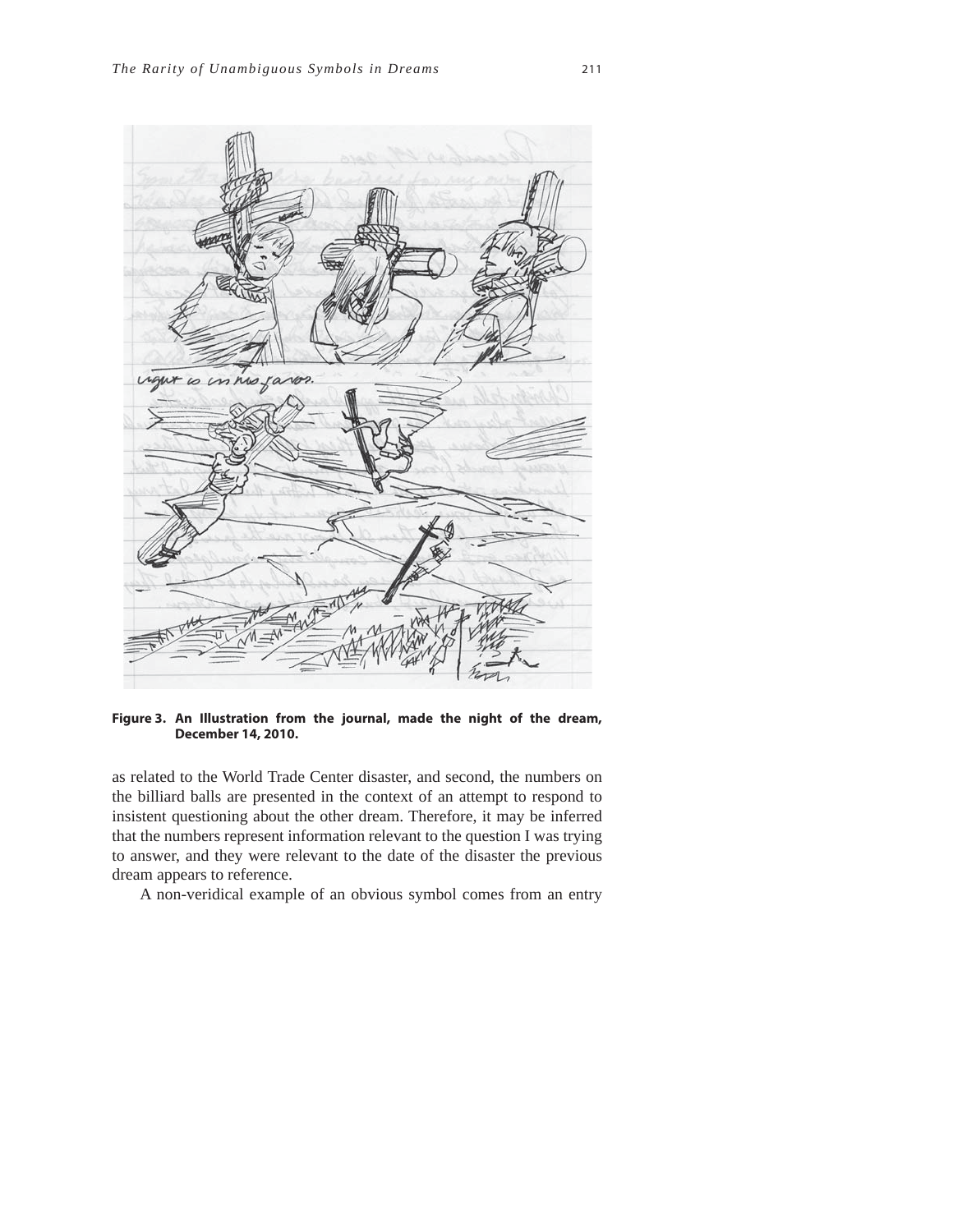**Figure 3. An Illustration from the journal, made the night of the dream, December 14, 2010.**

as related to the World Trade Center disaster, and second, the numbers on the billiard balls are presented in the context of an attempt to respond to insistent questioning about the other dream. Therefore, it may be inferred that the numbers represent information relevant to the question I was trying to answer, and they were relevant to the date of the disaster the previous dream appears to reference.

A non-veridical example of an obvious symbol comes from an entry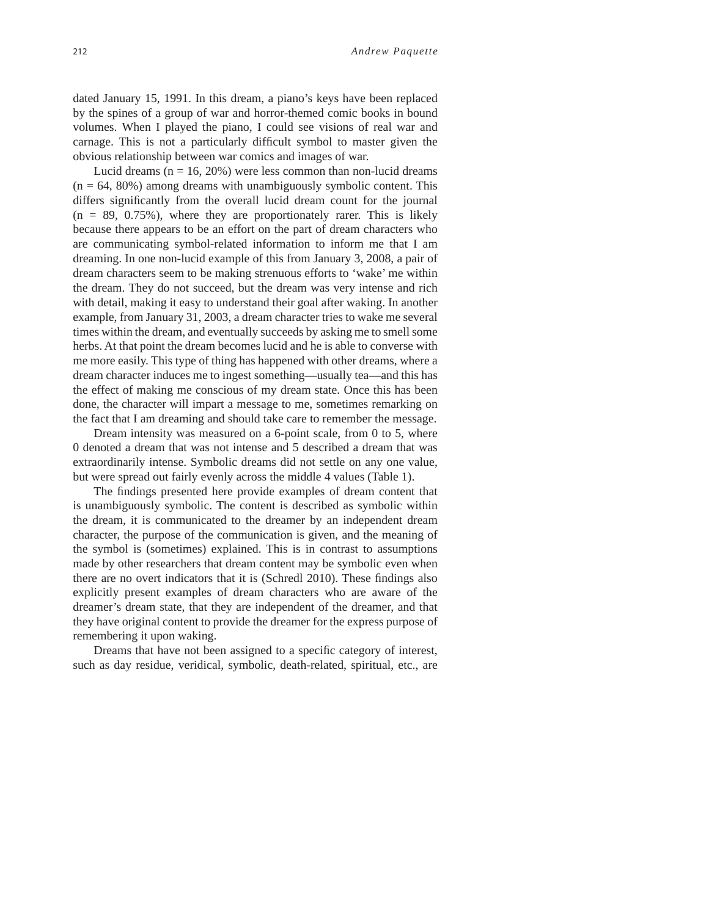dated January 15, 1991. In this dream, a piano's keys have been replaced by the spines of a group of war and horror-themed comic books in bound volumes. When I played the piano, I could see visions of real war and carnage. This is not a particularly difficult symbol to master given the obvious relationship between war comics and images of war.

Lucid dreams (n = 16, 20%) were less common than non-lucid dreams (n = 64, 80%) among dreams with unambiguously symbolic content. This differs significantly from the overall lucid dream count for the journal (n = 89, 0.75%), where they are proportionately rarer. This is likely because there appears to be an effort on the part of dream characters who are communicating symbol-related information to inform me that I am dreaming. In one non-lucid example of this from January 3, 2008, a pair of dream characters seem to be making strenuous efforts to 'wake' me within the dream. They do not succeed, but the dream was very intense and rich with detail, making it easy to understand their goal after waking. In another example, from January 31, 2003, a dream character tries to wake me several times within the dream, and eventually succeeds by asking me to smell some herbs. At that point the dream becomes lucid and he is able to converse with me more easily. This type of thing has happened with other dreams, where a dream character induces me to ingest something—usually tea—and this has the effect of making me conscious of my dream state. Once this has been done, the character will impart a message to me, sometimes remarking on the fact that I am dreaming and should take care to remember the message.

Dream intensity was measured on a 6-point scale, from 0 to 5, where 0 denoted a dream that was not intense and 5 described a dream that was extraordinarily intense. Symbolic dreams did not settle on any one value, but were spread out fairly evenly across the middle 4 values (Table 1).

The findings presented here provide examples of dream content that is unambiguously symbolic. The content is described as symbolic within the dream, it is communicated to the dreamer by an independent dream character, the purpose of the communication is given, and the meaning of the symbol is (sometimes) explained. This is in contrast to assumptions made by other researchers that dream content may be symbolic even when there are no overt indicators that it is (Schredl 2010). These findings also explicitly present examples of dream characters who are aware of the dreamer's dream state, that they are independent of the dreamer, and that they have original content to provide the dreamer for the express purpose of remembering it upon waking.

Dreams that have not been assigned to a specific category of interest, such as day residue, veridical, symbolic, death-related, spiritual, etc., are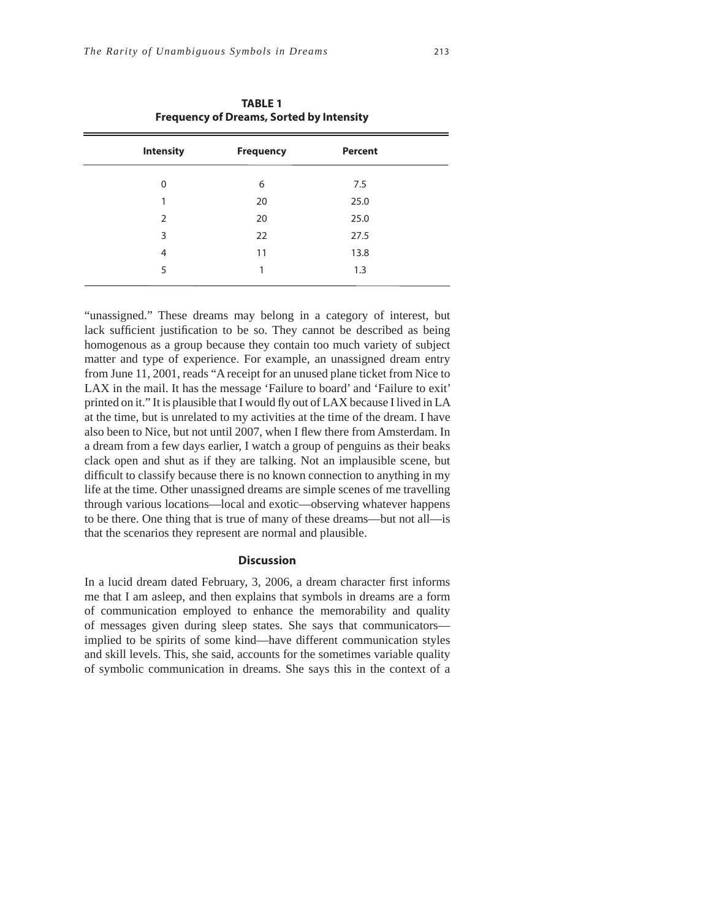**TABLE 1**
**Frequency of Dreams, Sorted by Intensity**

| Intensity | Frequency | Percent |
|---|---|---|
| 0 | 6 | 7.5 |
| 1 | 20 | 25.0 |
| 2 | 20 | 25.0 |
| 3 | 22 | 27.5 |
| 4 | 11 | 13.8 |
| 5 | 1 | 1.3 |

"unassigned." These dreams may belong in a category of interest, but lack sufficient justification to be so. They cannot be described as being homogenous as a group because they contain too much variety of subject matter and type of experience. For example, an unassigned dream entry from June 11, 2001, reads "A receipt for an unused plane ticket from Nice to LAX in the mail. It has the message 'Failure to board' and 'Failure to exit' printed on it." It is plausible that I would fly out of LAX because I lived in LA at the time, but is unrelated to my activities at the time of the dream. I have also been to Nice, but not until 2007, when I flew there from Amsterdam. In a dream from a few days earlier, I watch a group of penguins as their beaks clack open and shut as if they are talking. Not an implausible scene, but difficult to classify because there is no known connection to anything in my life at the time. Other unassigned dreams are simple scenes of me travelling through various locations—local and exotic—observing whatever happens to be there. One thing that is true of many of these dreams—but not all—is that the scenarios they represent are normal and plausible.

## Discussion

In a lucid dream dated February, 3, 2006, a dream character first informs me that I am asleep, and then explains that symbols in dreams are a form of communication employed to enhance the memorability and quality of messages given during sleep states. She says that communicators—implied to be spirits of some kind—have different communication styles and skill levels. This, she said, accounts for the sometimes variable quality of symbolic communication in dreams. She says this in the context of a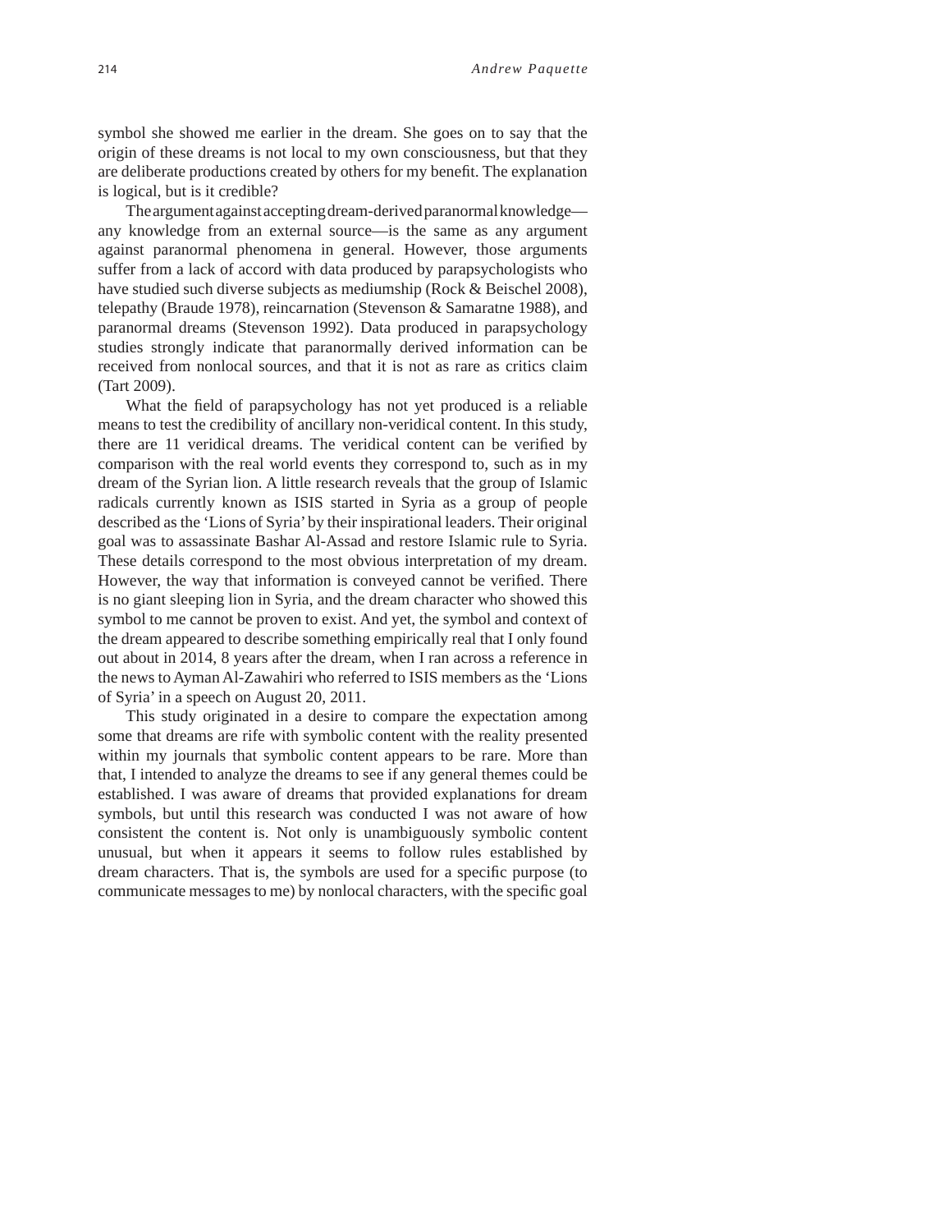symbol she showed me earlier in the dream. She goes on to say that the origin of these dreams is not local to my own consciousness, but that they are deliberate productions created by others for my benefit. The explanation is logical, but is it credible?

The argument against accepting dream-derived paranormal knowledge—any knowledge from an external source—is the same as any argument against paranormal phenomena in general. However, those arguments suffer from a lack of accord with data produced by parapsychologists who have studied such diverse subjects as mediumship (Rock & Beischel 2008), telepathy (Braude 1978), reincarnation (Stevenson & Samaratne 1988), and paranormal dreams (Stevenson 1992). Data produced in parapsychology studies strongly indicate that paranormally derived information can be received from nonlocal sources, and that it is not as rare as critics claim (Tart 2009).

What the field of parapsychology has not yet produced is a reliable means to test the credibility of ancillary non-veridical content. In this study, there are 11 veridical dreams. The veridical content can be verified by comparison with the real world events they correspond to, such as in my dream of the Syrian lion. A little research reveals that the group of Islamic radicals currently known as ISIS started in Syria as a group of people described as the 'Lions of Syria' by their inspirational leaders. Their original goal was to assassinate Bashar Al-Assad and restore Islamic rule to Syria. These details correspond to the most obvious interpretation of my dream. However, the way that information is conveyed cannot be verified. There is no giant sleeping lion in Syria, and the dream character who showed this symbol to me cannot be proven to exist. And yet, the symbol and context of the dream appeared to describe something empirically real that I only found out about in 2014, 8 years after the dream, when I ran across a reference in the news to Ayman Al-Zawahiri who referred to ISIS members as the 'Lions of Syria' in a speech on August 20, 2011.

This study originated in a desire to compare the expectation among some that dreams are rife with symbolic content with the reality presented within my journals that symbolic content appears to be rare. More than that, I intended to analyze the dreams to see if any general themes could be established. I was aware of dreams that provided explanations for dream symbols, but until this research was conducted I was not aware of how consistent the content is. Not only is unambiguously symbolic content unusual, but when it appears it seems to follow rules established by dream characters. That is, the symbols are used for a specific purpose (to communicate messages to me) by nonlocal characters, with the specific goal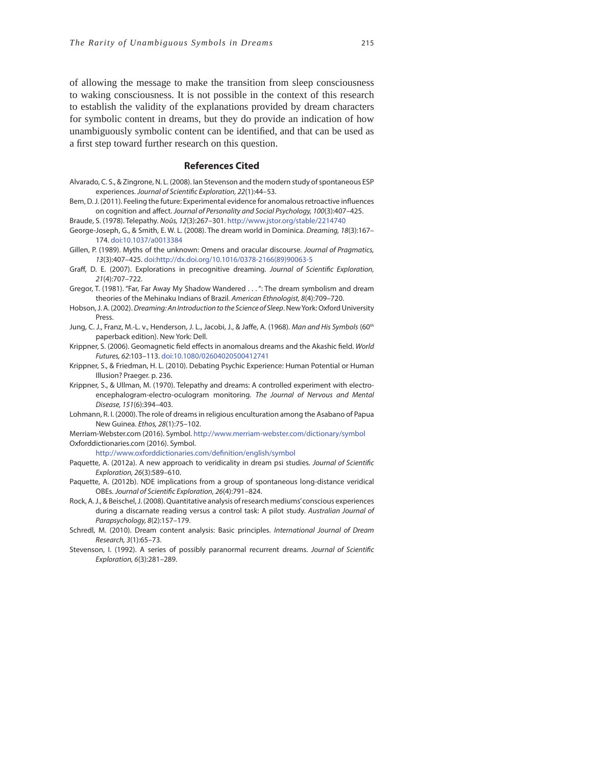of allowing the message to make the transition from sleep consciousness to waking consciousness. It is not possible in the context of this research to establish the validity of the explanations provided by dream characters for symbolic content in dreams, but they do provide an indication of how unambiguously symbolic content can be identified, and that can be used as a first step toward further research on this question.

## References Cited

Alvarado, C. S., & Zingrone, N. L. (2008). Ian Stevenson and the modern study of spontaneous ESP experiences. *Journal of Scientific Exploration, 22*(1):44–53.

Bem, D. J. (2011). Feeling the future: Experimental evidence for anomalous retroactive influences on cognition and affect. *Journal of Personality and Social Psychology, 100*(3):407–425.

Braude, S. (1978). Telepathy. *Noûs, 12*(3):267–301. http://www.jstor.org/stable/2214740

George-Joseph, G., & Smith, E. W. L. (2008). The dream world in Dominica. *Dreaming, 18*(3):167–174. doi:10.1037/a0013384

Gillen, P. (1989). Myths of the unknown: Omens and oracular discourse. *Journal of Pragmatics, 13*(3):407–425. doi:http://dx.doi.org/10.1016/0378-2166(89)90063-5

Graff, D. E. (2007). Explorations in precognitive dreaming. *Journal of Scientific Exploration, 21*(4):707–722.

Gregor, T. (1981). "Far, Far Away My Shadow Wandered . . . ": The dream symbolism and dream theories of the Mehinaku Indians of Brazil. *American Ethnologist, 8*(4):709–720.

Hobson, J. A. (2002). *Dreaming: An Introduction to the Science of Sleep*. New York: Oxford University Press.

Jung, C. J., Franz, M.-L. v., Henderson, J. L., Jacobi, J., & Jaffe, A. (1968). *Man and His Symbols* (60th paperback edition). New York: Dell.

Krippner, S. (2006). Geomagnetic field effects in anomalous dreams and the Akashic field. *World Futures, 62*:103–113. doi:10.1080/02604020500412741

Krippner, S., & Friedman, H. L. (2010). Debating Psychic Experience: Human Potential or Human Illusion? Praeger. p. 236.

Krippner, S., & Ullman, M. (1970). Telepathy and dreams: A controlled experiment with electroencephalogram-electro-oculogram monitoring. *The Journal of Nervous and Mental Disease, 151*(6):394–403.

Lohmann, R. I. (2000). The role of dreams in religious enculturation among the Asabano of Papua New Guinea. *Ethos, 28*(1):75–102.

Merriam-Webster.com (2016). Symbol. http://www.merriam-webster.com/dictionary/symbol

Oxforddictionaries.com (2016). Symbol. http://www.oxforddictionaries.com/definition/english/symbol

Paquette, A. (2012a). A new approach to veridicality in dream psi studies. *Journal of Scientific Exploration, 26*(3):589–610.

Paquette, A. (2012b). NDE implications from a group of spontaneous long-distance veridical OBEs. *Journal of Scientific Exploration, 26*(4):791–824.

Rock, A. J., & Beischel, J. (2008). Quantitative analysis of research mediums' conscious experiences during a discarnate reading versus a control task: A pilot study. *Australian Journal of Parapsychology, 8*(2):157–179.

Schredl, M. (2010). Dream content analysis: Basic principles. *International Journal of Dream Research, 3*(1):65–73.

Stevenson, I. (1992). A series of possibly paranormal recurrent dreams. *Journal of Scientific Exploration, 6*(3):281–289.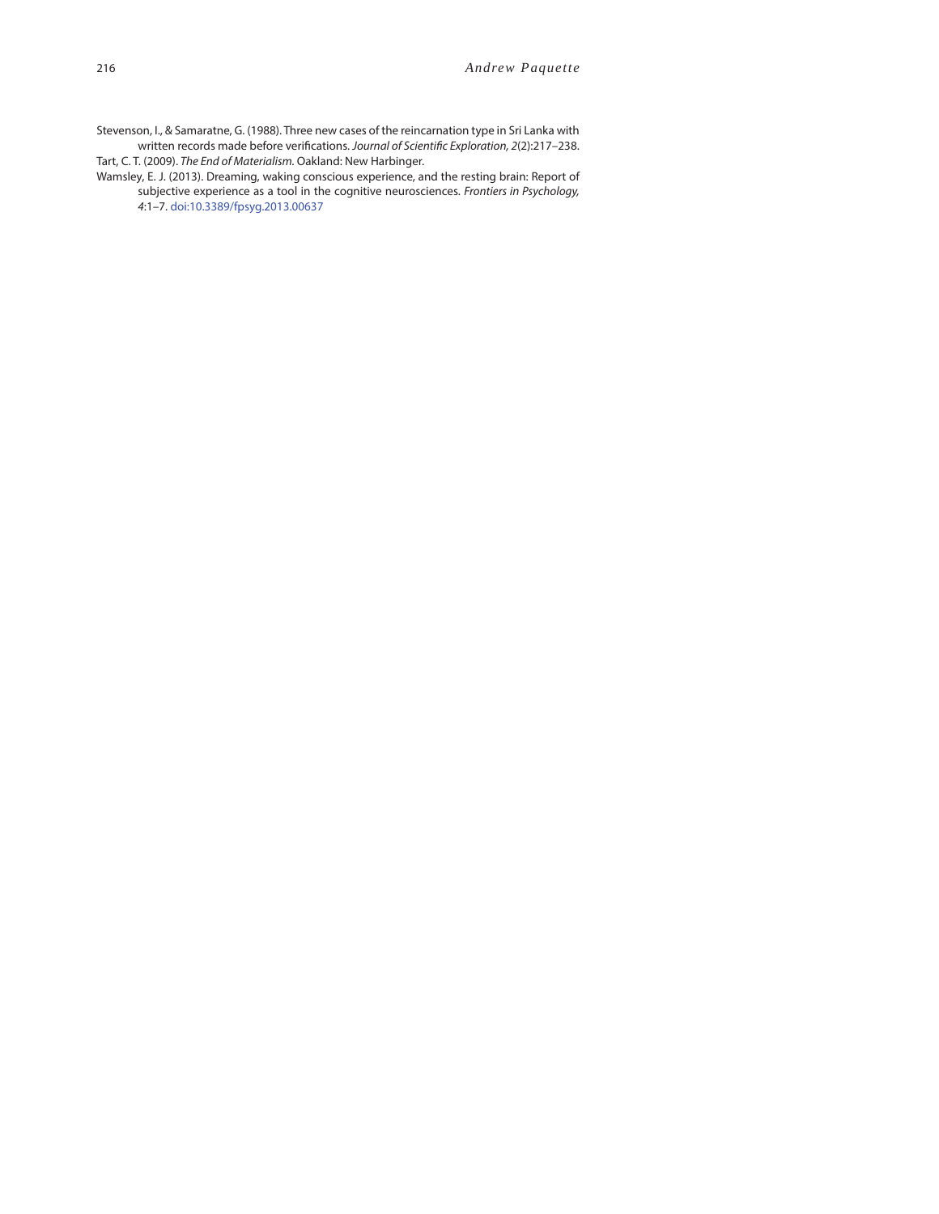Stevenson, I., & Samaratne, G. (1988). Three new cases of the reincarnation type in Sri Lanka with written records made before verifications. *Journal of Scientific Exploration, 2*(2):217–238.

Tart, C. T. (2009). *The End of Materialism*. Oakland: New Harbinger.

Wamsley, E. J. (2013). Dreaming, waking conscious experience, and the resting brain: Report of subjective experience as a tool in the cognitive neurosciences. *Frontiers in Psychology, 4*:1–7. doi:10.3389/fpsyg.2013.00637